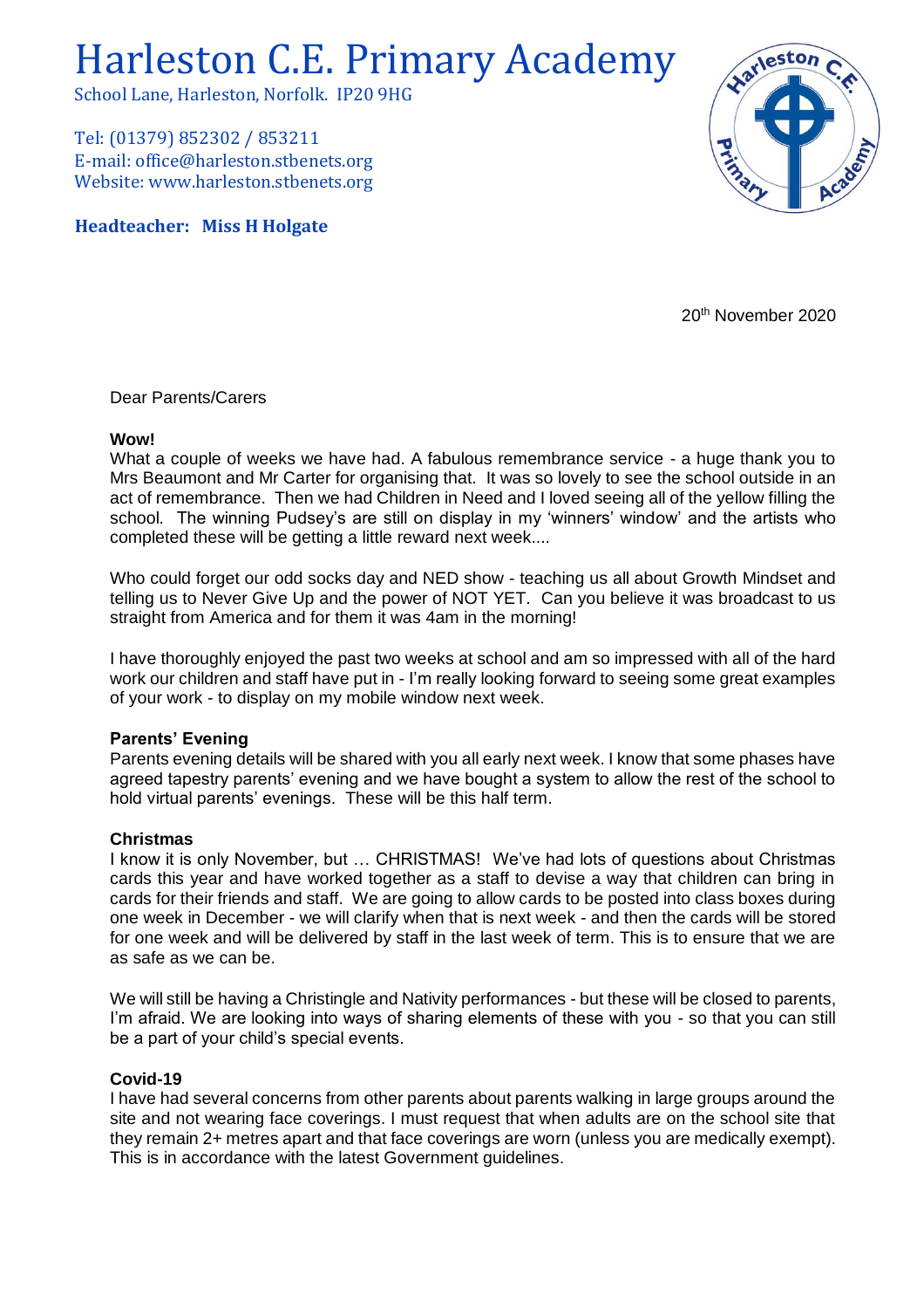# Harleston C.E. Primary Academy

School Lane, Harleston, Norfolk. IP20 9HG

Tel: (01379) 852302 / 853211
E-mail: office@harleston.stbenets.org
Website: www.harleston.stbenets.org

**Headteacher: Miss H Holgate**

20th November 2020

Dear Parents/Carers

**Wow!**

What a couple of weeks we have had. A fabulous remembrance service - a huge thank you to Mrs Beaumont and Mr Carter for organising that. It was so lovely to see the school outside in an act of remembrance. Then we had Children in Need and I loved seeing all of the yellow filling the school. The winning Pudsey's are still on display in my 'winners' window' and the artists who completed these will be getting a little reward next week....

Who could forget our odd socks day and NED show - teaching us all about Growth Mindset and telling us to Never Give Up and the power of NOT YET. Can you believe it was broadcast to us straight from America and for them it was 4am in the morning!

I have thoroughly enjoyed the past two weeks at school and am so impressed with all of the hard work our children and staff have put in - I'm really looking forward to seeing some great examples of your work - to display on my mobile window next week.

**Parents' Evening**

Parents evening details will be shared with you all early next week. I know that some phases have agreed tapestry parents' evening and we have bought a system to allow the rest of the school to hold virtual parents' evenings. These will be this half term.

**Christmas**

I know it is only November, but … CHRISTMAS! We've had lots of questions about Christmas cards this year and have worked together as a staff to devise a way that children can bring in cards for their friends and staff. We are going to allow cards to be posted into class boxes during one week in December - we will clarify when that is next week - and then the cards will be stored for one week and will be delivered by staff in the last week of term. This is to ensure that we are as safe as we can be.

We will still be having a Christingle and Nativity performances - but these will be closed to parents, I'm afraid. We are looking into ways of sharing elements of these with you - so that you can still be a part of your child's special events.

**Covid-19**

I have had several concerns from other parents about parents walking in large groups around the site and not wearing face coverings. I must request that when adults are on the school site that they remain 2+ metres apart and that face coverings are worn (unless you are medically exempt). This is in accordance with the latest Government guidelines.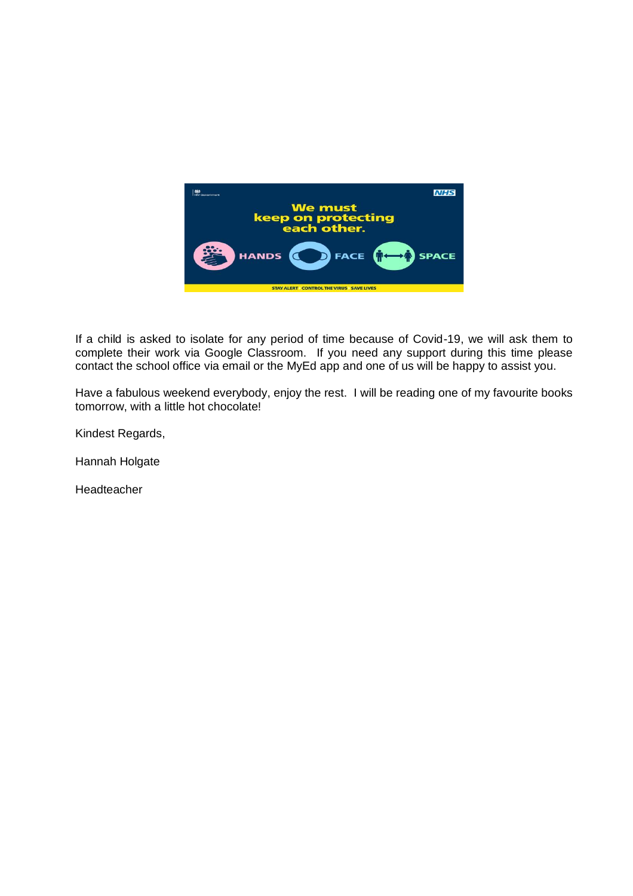If a child is asked to isolate for any period of time because of Covid-19, we will ask them to complete their work via Google Classroom. If you need any support during this time please contact the school office via email or the MyEd app and one of us will be happy to assist you.

Have a fabulous weekend everybody, enjoy the rest. I will be reading one of my favourite books tomorrow, with a little hot chocolate!

Kindest Regards,

Hannah Holgate

Headteacher